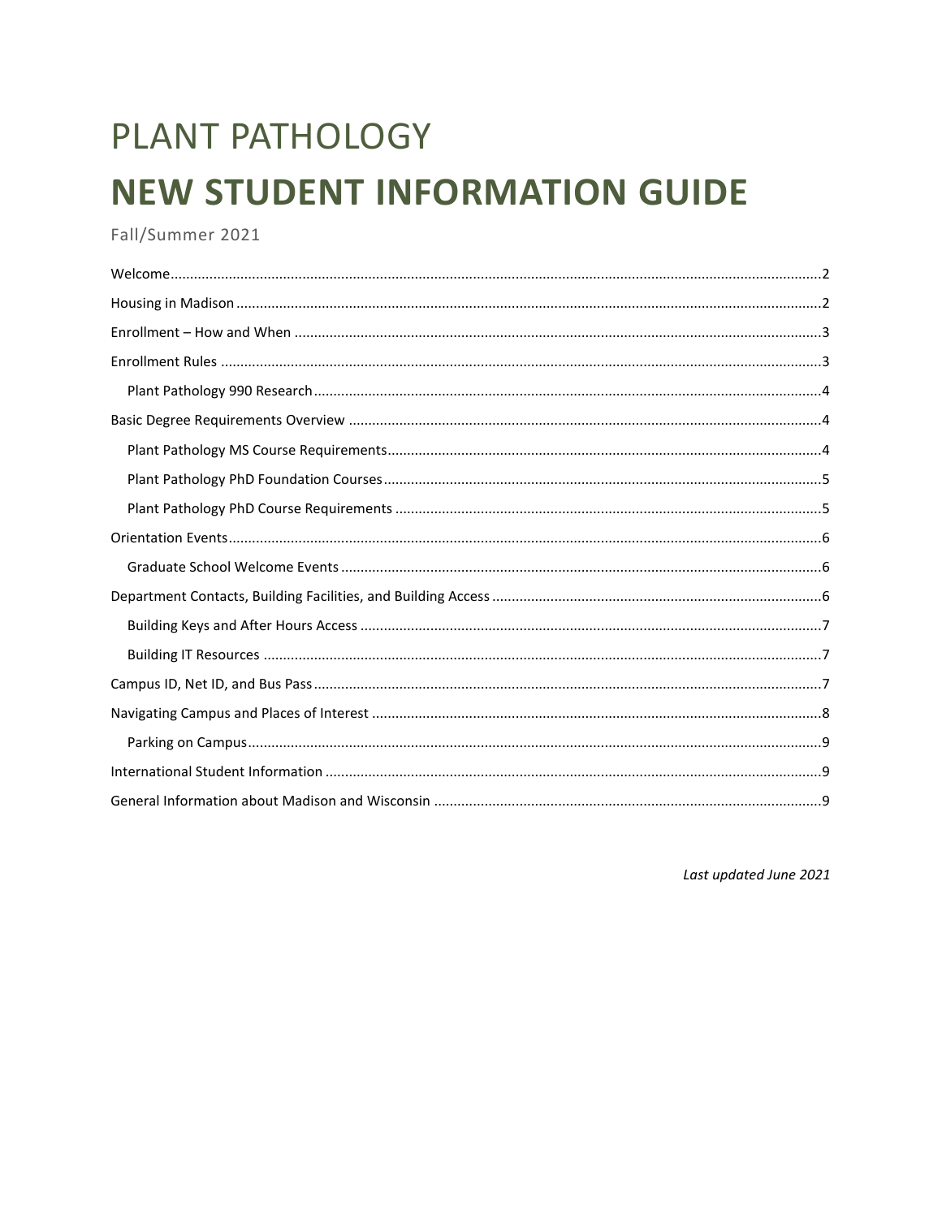# PLANT PATHOLOGY

# NEW STUDENT INFORMATION GUIDE

Fall/Summer 2021

- Welcome ..... 2
- Housing in Madison ..... 2
- Enrollment – How and When ..... 3
- Enrollment Rules ..... 3
  - Plant Pathology 990 Research ..... 4
- Basic Degree Requirements Overview ..... 4
  - Plant Pathology MS Course Requirements ..... 4
  - Plant Pathology PhD Foundation Courses ..... 5
  - Plant Pathology PhD Course Requirements ..... 5
- Orientation Events ..... 6
  - Graduate School Welcome Events ..... 6
- Department Contacts, Building Facilities, and Building Access ..... 6
  - Building Keys and After Hours Access ..... 7
  - Building IT Resources ..... 7
- Campus ID, Net ID, and Bus Pass ..... 7
- Navigating Campus and Places of Interest ..... 8
  - Parking on Campus ..... 9
- International Student Information ..... 9
- General Information about Madison and Wisconsin ..... 9

*Last updated June 2021*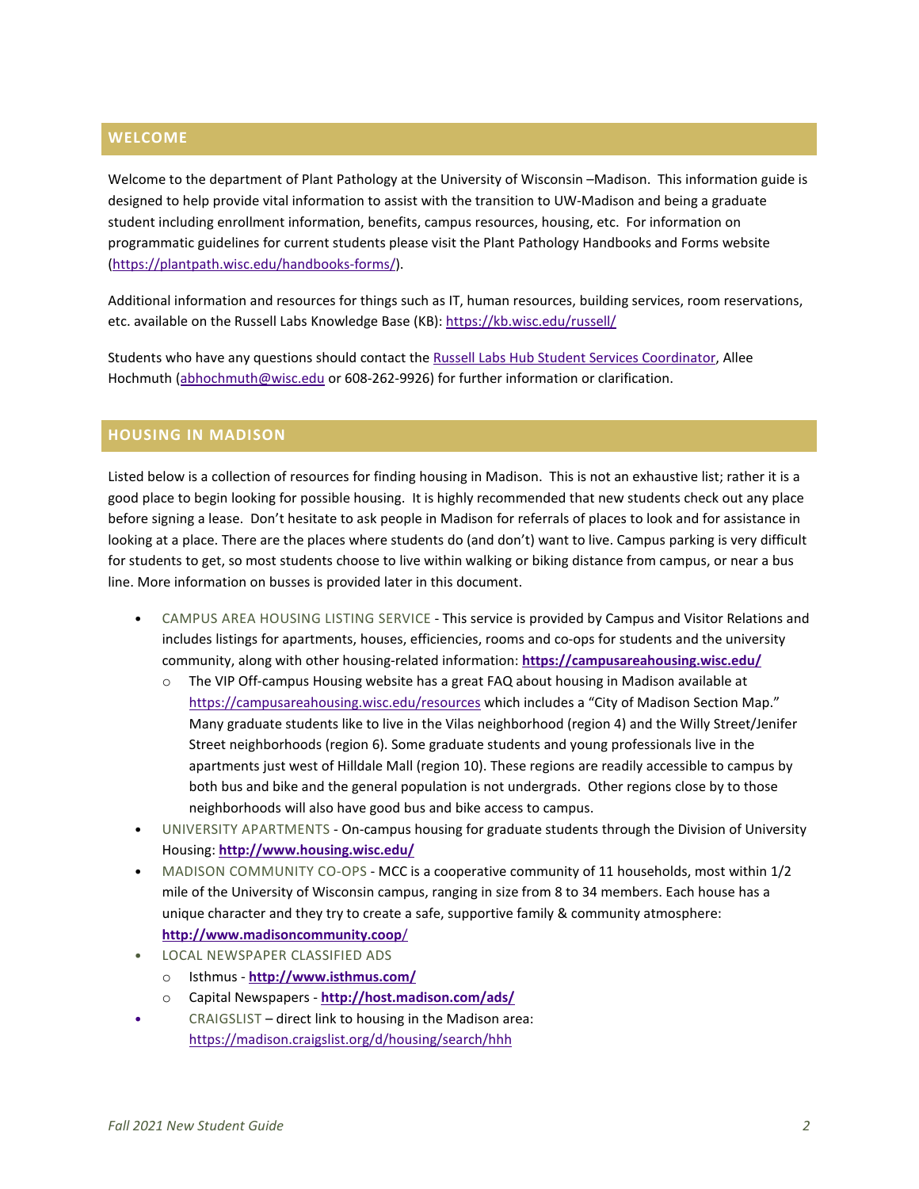## WELCOME

Welcome to the department of Plant Pathology at the University of Wisconsin –Madison. This information guide is designed to help provide vital information to assist with the transition to UW-Madison and being a graduate student including enrollment information, benefits, campus resources, housing, etc. For information on programmatic guidelines for current students please visit the Plant Pathology Handbooks and Forms website (https://plantpath.wisc.edu/handbooks-forms/).

Additional information and resources for things such as IT, human resources, building services, room reservations, etc. available on the Russell Labs Knowledge Base (KB): https://kb.wisc.edu/russell/

Students who have any questions should contact the Russell Labs Hub Student Services Coordinator, Allee Hochmuth (abhochmuth@wisc.edu or 608-262-9926) for further information or clarification.

## HOUSING IN MADISON

Listed below is a collection of resources for finding housing in Madison. This is not an exhaustive list; rather it is a good place to begin looking for possible housing. It is highly recommended that new students check out any place before signing a lease. Don't hesitate to ask people in Madison for referrals of places to look and for assistance in looking at a place. There are the places where students do (and don't) want to live. Campus parking is very difficult for students to get, so most students choose to live within walking or biking distance from campus, or near a bus line. More information on busses is provided later in this document.

- CAMPUS AREA HOUSING LISTING SERVICE - This service is provided by Campus and Visitor Relations and includes listings for apartments, houses, efficiencies, rooms and co-ops for students and the university community, along with other housing-related information: **https://campusareahousing.wisc.edu/**
  - The VIP Off-campus Housing website has a great FAQ about housing in Madison available at https://campusareahousing.wisc.edu/resources which includes a "City of Madison Section Map." Many graduate students like to live in the Vilas neighborhood (region 4) and the Willy Street/Jenifer Street neighborhoods (region 6). Some graduate students and young professionals live in the apartments just west of Hilldale Mall (region 10). These regions are readily accessible to campus by both bus and bike and the general population is not undergrads. Other regions close by to those neighborhoods will also have good bus and bike access to campus.
- UNIVERSITY APARTMENTS - On-campus housing for graduate students through the Division of University Housing: **http://www.housing.wisc.edu/**
- MADISON COMMUNITY CO-OPS - MCC is a cooperative community of 11 households, most within 1/2 mile of the University of Wisconsin campus, ranging in size from 8 to 34 members. Each house has a unique character and they try to create a safe, supportive family & community atmosphere: **http://www.madisoncommunity.coop/**
- LOCAL NEWSPAPER CLASSIFIED ADS
  - Isthmus - **http://www.isthmus.com/**
  - Capital Newspapers - **http://host.madison.com/ads/**
- CRAIGSLIST – direct link to housing in the Madison area: https://madison.craigslist.org/d/housing/search/hhh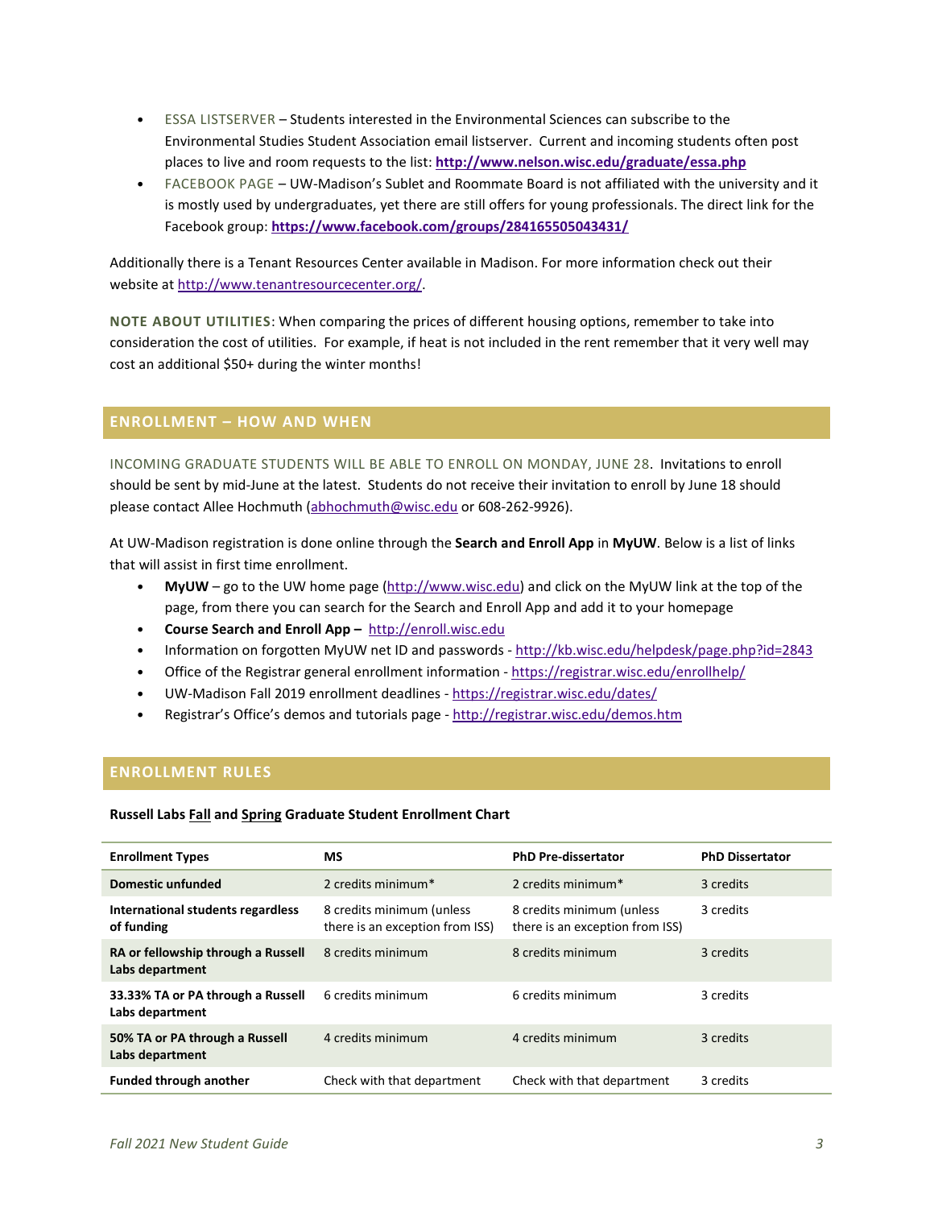- ESSA LISTSERVER – Students interested in the Environmental Sciences can subscribe to the Environmental Studies Student Association email listserver. Current and incoming students often post places to live and room requests to the list: **http://www.nelson.wisc.edu/graduate/essa.php**
- FACEBOOK PAGE – UW-Madison's Sublet and Roommate Board is not affiliated with the university and it is mostly used by undergraduates, yet there are still offers for young professionals. The direct link for the Facebook group: **https://www.facebook.com/groups/284165505043431/**

Additionally there is a Tenant Resources Center available in Madison. For more information check out their website at http://www.tenantresourcecenter.org/.

**NOTE ABOUT UTILITIES**: When comparing the prices of different housing options, remember to take into consideration the cost of utilities. For example, if heat is not included in the rent remember that it very well may cost an additional $50+ during the winter months!

## ENROLLMENT – HOW AND WHEN

INCOMING GRADUATE STUDENTS WILL BE ABLE TO ENROLL ON MONDAY, JUNE 28. Invitations to enroll should be sent by mid-June at the latest. Students do not receive their invitation to enroll by June 18 should please contact Allee Hochmuth (abhochmuth@wisc.edu or 608-262-9926).

At UW-Madison registration is done online through the **Search and Enroll App** in **MyUW**. Below is a list of links that will assist in first time enrollment.

- **MyUW** – go to the UW home page (http://www.wisc.edu) and click on the MyUW link at the top of the page, from there you can search for the Search and Enroll App and add it to your homepage
- **Course Search and Enroll App –** http://enroll.wisc.edu
- Information on forgotten MyUW net ID and passwords - http://kb.wisc.edu/helpdesk/page.php?id=2843
- Office of the Registrar general enrollment information - https://registrar.wisc.edu/enrollhelp/
- UW-Madison Fall 2019 enrollment deadlines - https://registrar.wisc.edu/dates/
- Registrar's Office's demos and tutorials page - http://registrar.wisc.edu/demos.htm

## ENROLLMENT RULES

**Russell Labs Fall and Spring Graduate Student Enrollment Chart**

| Enrollment Types | MS | PhD Pre-dissertator | PhD Dissertator |
|---|---|---|---|
| **Domestic unfunded** | 2 credits minimum* | 2 credits minimum* | 3 credits |
| **International students regardless of funding** | 8 credits minimum (unless there is an exception from ISS) | 8 credits minimum (unless there is an exception from ISS) | 3 credits |
| **RA or fellowship through a Russell Labs department** | 8 credits minimum | 8 credits minimum | 3 credits |
| **33.33% TA or PA through a Russell Labs department** | 6 credits minimum | 6 credits minimum | 3 credits |
| **50% TA or PA through a Russell Labs department** | 4 credits minimum | 4 credits minimum | 3 credits |
| **Funded through another** | Check with that department | Check with that department | 3 credits |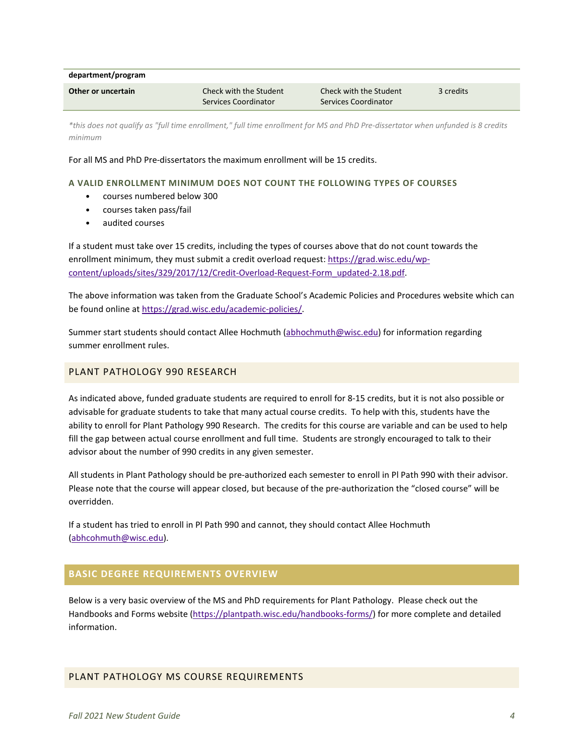| department/program | | | |
|---|---|---|---|
| **Other or uncertain** | Check with the Student Services Coordinator | Check with the Student Services Coordinator | 3 credits |

*\*this does not qualify as "full time enrollment," full time enrollment for MS and PhD Pre-dissertator when unfunded is 8 credits minimum*

For all MS and PhD Pre-dissertators the maximum enrollment will be 15 credits.

### A VALID ENROLLMENT MINIMUM DOES NOT COUNT THE FOLLOWING TYPES OF COURSES

- courses numbered below 300
- courses taken pass/fail
- audited courses

If a student must take over 15 credits, including the types of courses above that do not count towards the enrollment minimum, they must submit a credit overload request: https://grad.wisc.edu/wp-content/uploads/sites/329/2017/12/Credit-Overload-Request-Form_updated-2.18.pdf.

The above information was taken from the Graduate School's Academic Policies and Procedures website which can be found online at https://grad.wisc.edu/academic-policies/.

Summer start students should contact Allee Hochmuth (abhochmuth@wisc.edu) for information regarding summer enrollment rules.

## PLANT PATHOLOGY 990 RESEARCH

As indicated above, funded graduate students are required to enroll for 8-15 credits, but it is not also possible or advisable for graduate students to take that many actual course credits. To help with this, students have the ability to enroll for Plant Pathology 990 Research. The credits for this course are variable and can be used to help fill the gap between actual course enrollment and full time. Students are strongly encouraged to talk to their advisor about the number of 990 credits in any given semester.

All students in Plant Pathology should be pre-authorized each semester to enroll in Pl Path 990 with their advisor. Please note that the course will appear closed, but because of the pre-authorization the "closed course" will be overridden.

If a student has tried to enroll in Pl Path 990 and cannot, they should contact Allee Hochmuth (abhcohmuth@wisc.edu).

## BASIC DEGREE REQUIREMENTS OVERVIEW

Below is a very basic overview of the MS and PhD requirements for Plant Pathology. Please check out the Handbooks and Forms website (https://plantpath.wisc.edu/handbooks-forms/) for more complete and detailed information.

## PLANT PATHOLOGY MS COURSE REQUIREMENTS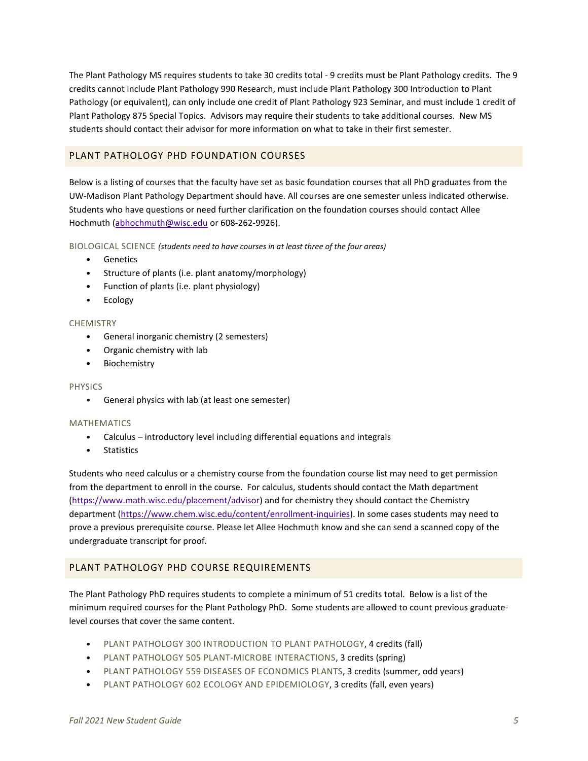The Plant Pathology MS requires students to take 30 credits total - 9 credits must be Plant Pathology credits. The 9 credits cannot include Plant Pathology 990 Research, must include Plant Pathology 300 Introduction to Plant Pathology (or equivalent), can only include one credit of Plant Pathology 923 Seminar, and must include 1 credit of Plant Pathology 875 Special Topics. Advisors may require their students to take additional courses. New MS students should contact their advisor for more information on what to take in their first semester.

## PLANT PATHOLOGY PHD FOUNDATION COURSES

Below is a listing of courses that the faculty have set as basic foundation courses that all PhD graduates from the UW-Madison Plant Pathology Department should have. All courses are one semester unless indicated otherwise. Students who have questions or need further clarification on the foundation courses should contact Allee Hochmuth (abhochmuth@wisc.edu or 608-262-9926).

### BIOLOGICAL SCIENCE *(students need to have courses in at least three of the four areas)*

- Genetics
- Structure of plants (i.e. plant anatomy/morphology)
- Function of plants (i.e. plant physiology)
- Ecology

### CHEMISTRY

- General inorganic chemistry (2 semesters)
- Organic chemistry with lab
- Biochemistry

### PHYSICS

- General physics with lab (at least one semester)

### MATHEMATICS

- Calculus – introductory level including differential equations and integrals
- Statistics

Students who need calculus or a chemistry course from the foundation course list may need to get permission from the department to enroll in the course. For calculus, students should contact the Math department (https://www.math.wisc.edu/placement/advisor) and for chemistry they should contact the Chemistry department (https://www.chem.wisc.edu/content/enrollment-inquiries). In some cases students may need to prove a previous prerequisite course. Please let Allee Hochmuth know and she can send a scanned copy of the undergraduate transcript for proof.

## PLANT PATHOLOGY PHD COURSE REQUIREMENTS

The Plant Pathology PhD requires students to complete a minimum of 51 credits total. Below is a list of the minimum required courses for the Plant Pathology PhD. Some students are allowed to count previous graduate-level courses that cover the same content.

- PLANT PATHOLOGY 300 INTRODUCTION TO PLANT PATHOLOGY, 4 credits (fall)
- PLANT PATHOLOGY 505 PLANT-MICROBE INTERACTIONS, 3 credits (spring)
- PLANT PATHOLOGY 559 DISEASES OF ECONOMICS PLANTS, 3 credits (summer, odd years)
- PLANT PATHOLOGY 602 ECOLOGY AND EPIDEMIOLOGY, 3 credits (fall, even years)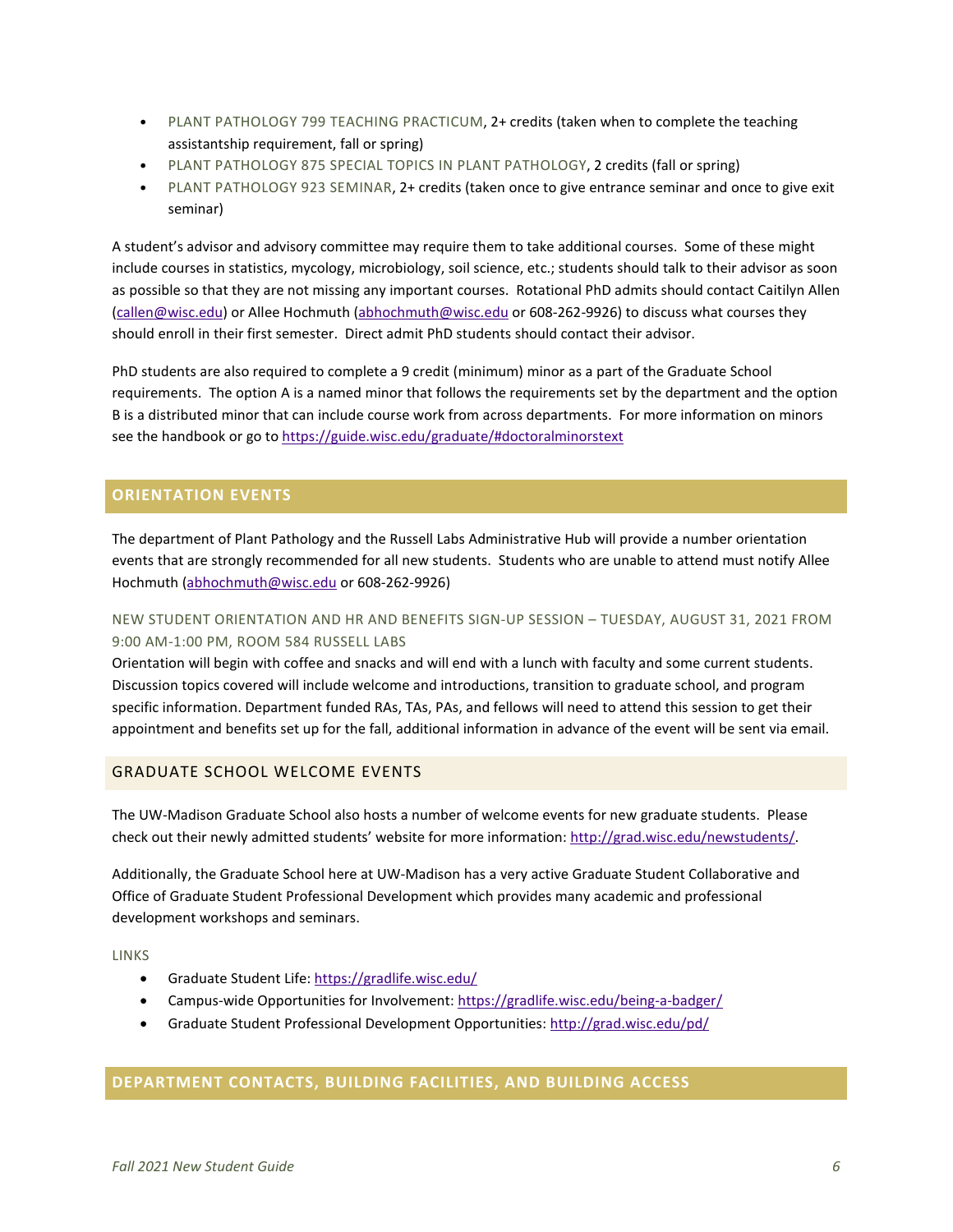- PLANT PATHOLOGY 799 TEACHING PRACTICUM, 2+ credits (taken when to complete the teaching assistantship requirement, fall or spring)
- PLANT PATHOLOGY 875 SPECIAL TOPICS IN PLANT PATHOLOGY, 2 credits (fall or spring)
- PLANT PATHOLOGY 923 SEMINAR, 2+ credits (taken once to give entrance seminar and once to give exit seminar)

A student's advisor and advisory committee may require them to take additional courses. Some of these might include courses in statistics, mycology, microbiology, soil science, etc.; students should talk to their advisor as soon as possible so that they are not missing any important courses. Rotational PhD admits should contact Caitilyn Allen (callen@wisc.edu) or Allee Hochmuth (abhochmuth@wisc.edu or 608-262-9926) to discuss what courses they should enroll in their first semester. Direct admit PhD students should contact their advisor.

PhD students are also required to complete a 9 credit (minimum) minor as a part of the Graduate School requirements. The option A is a named minor that follows the requirements set by the department and the option B is a distributed minor that can include course work from across departments. For more information on minors see the handbook or go to https://guide.wisc.edu/graduate/#doctoralminorstext

## ORIENTATION EVENTS

The department of Plant Pathology and the Russell Labs Administrative Hub will provide a number orientation events that are strongly recommended for all new students. Students who are unable to attend must notify Allee Hochmuth (abhochmuth@wisc.edu or 608-262-9926)

#### NEW STUDENT ORIENTATION AND HR AND BENEFITS SIGN-UP SESSION – TUESDAY, AUGUST 31, 2021 FROM 9:00 AM-1:00 PM, ROOM 584 RUSSELL LABS

Orientation will begin with coffee and snacks and will end with a lunch with faculty and some current students. Discussion topics covered will include welcome and introductions, transition to graduate school, and program specific information. Department funded RAs, TAs, PAs, and fellows will need to attend this session to get their appointment and benefits set up for the fall, additional information in advance of the event will be sent via email.

### GRADUATE SCHOOL WELCOME EVENTS

The UW-Madison Graduate School also hosts a number of welcome events for new graduate students. Please check out their newly admitted students' website for more information: http://grad.wisc.edu/newstudents/.

Additionally, the Graduate School here at UW-Madison has a very active Graduate Student Collaborative and Office of Graduate Student Professional Development which provides many academic and professional development workshops and seminars.

#### LINKS

- Graduate Student Life: https://gradlife.wisc.edu/
- Campus-wide Opportunities for Involvement: https://gradlife.wisc.edu/being-a-badger/
- Graduate Student Professional Development Opportunities: http://grad.wisc.edu/pd/

## DEPARTMENT CONTACTS, BUILDING FACILITIES, AND BUILDING ACCESS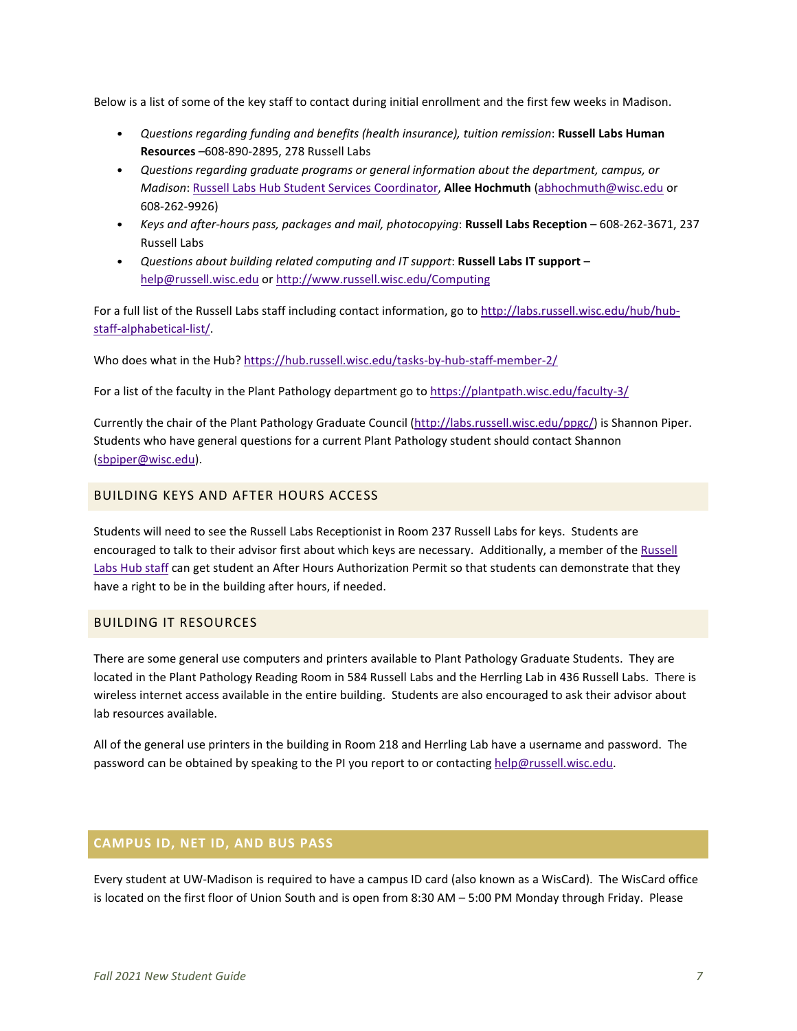Below is a list of some of the key staff to contact during initial enrollment and the first few weeks in Madison.

- *Questions regarding funding and benefits (health insurance), tuition remission*: **Russell Labs Human Resources** –608-890-2895, 278 Russell Labs
- *Questions regarding graduate programs or general information about the department, campus, or Madison*: Russell Labs Hub Student Services Coordinator, **Allee Hochmuth** (abhochmuth@wisc.edu or 608-262-9926)
- *Keys and after-hours pass, packages and mail, photocopying*: **Russell Labs Reception** – 608-262-3671, 237 Russell Labs
- *Questions about building related computing and IT support*: **Russell Labs IT support** – help@russell.wisc.edu or http://www.russell.wisc.edu/Computing

For a full list of the Russell Labs staff including contact information, go to http://labs.russell.wisc.edu/hub/hub-staff-alphabetical-list/.

Who does what in the Hub? https://hub.russell.wisc.edu/tasks-by-hub-staff-member-2/

For a list of the faculty in the Plant Pathology department go to https://plantpath.wisc.edu/faculty-3/

Currently the chair of the Plant Pathology Graduate Council (http://labs.russell.wisc.edu/ppgc/) is Shannon Piper. Students who have general questions for a current Plant Pathology student should contact Shannon (sbpiper@wisc.edu).

## BUILDING KEYS AND AFTER HOURS ACCESS

Students will need to see the Russell Labs Receptionist in Room 237 Russell Labs for keys. Students are encouraged to talk to their advisor first about which keys are necessary. Additionally, a member of the Russell Labs Hub staff can get student an After Hours Authorization Permit so that students can demonstrate that they have a right to be in the building after hours, if needed.

## BUILDING IT RESOURCES

There are some general use computers and printers available to Plant Pathology Graduate Students. They are located in the Plant Pathology Reading Room in 584 Russell Labs and the Herrling Lab in 436 Russell Labs. There is wireless internet access available in the entire building. Students are also encouraged to ask their advisor about lab resources available.

All of the general use printers in the building in Room 218 and Herrling Lab have a username and password. The password can be obtained by speaking to the PI you report to or contacting help@russell.wisc.edu.

# CAMPUS ID, NET ID, AND BUS PASS

Every student at UW-Madison is required to have a campus ID card (also known as a WisCard). The WisCard office is located on the first floor of Union South and is open from 8:30 AM – 5:00 PM Monday through Friday. Please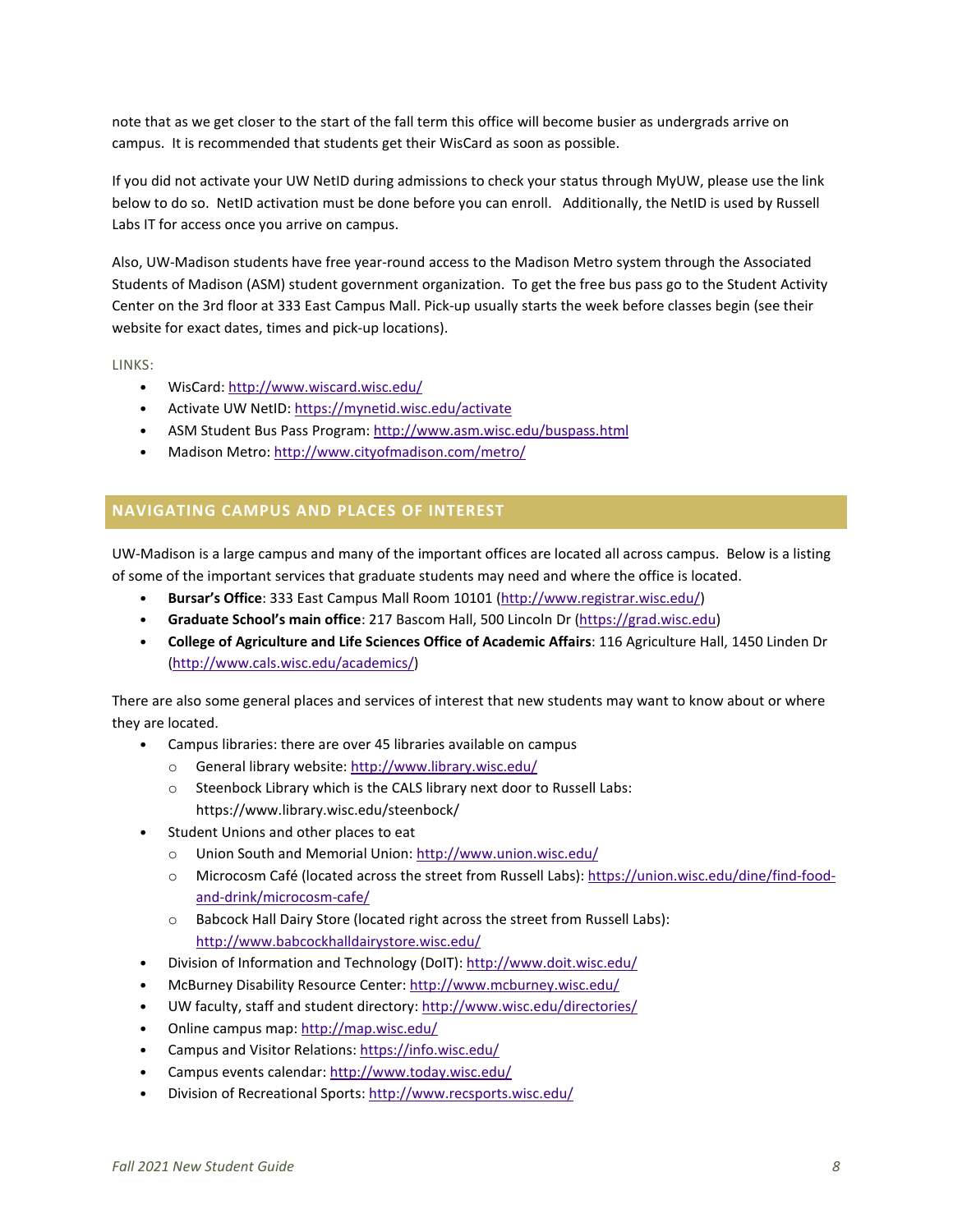note that as we get closer to the start of the fall term this office will become busier as undergrads arrive on campus. It is recommended that students get their WisCard as soon as possible.

If you did not activate your UW NetID during admissions to check your status through MyUW, please use the link below to do so. NetID activation must be done before you can enroll. Additionally, the NetID is used by Russell Labs IT for access once you arrive on campus.

Also, UW-Madison students have free year-round access to the Madison Metro system through the Associated Students of Madison (ASM) student government organization. To get the free bus pass go to the Student Activity Center on the 3rd floor at 333 East Campus Mall. Pick-up usually starts the week before classes begin (see their website for exact dates, times and pick-up locations).

LINKS:

- WisCard: http://www.wiscard.wisc.edu/
- Activate UW NetID: https://mynetid.wisc.edu/activate
- ASM Student Bus Pass Program: http://www.asm.wisc.edu/buspass.html
- Madison Metro: http://www.cityofmadison.com/metro/

## NAVIGATING CAMPUS AND PLACES OF INTEREST

UW-Madison is a large campus and many of the important offices are located all across campus. Below is a listing of some of the important services that graduate students may need and where the office is located.

- **Bursar's Office**: 333 East Campus Mall Room 10101 (http://www.registrar.wisc.edu/)
- **Graduate School's main office**: 217 Bascom Hall, 500 Lincoln Dr (https://grad.wisc.edu)
- **College of Agriculture and Life Sciences Office of Academic Affairs**: 116 Agriculture Hall, 1450 Linden Dr (http://www.cals.wisc.edu/academics/)

There are also some general places and services of interest that new students may want to know about or where they are located.

- Campus libraries: there are over 45 libraries available on campus
  - General library website: http://www.library.wisc.edu/
  - Steenbock Library which is the CALS library next door to Russell Labs: https://www.library.wisc.edu/steenbock/
- Student Unions and other places to eat
  - Union South and Memorial Union: http://www.union.wisc.edu/
  - Microcosm Café (located across the street from Russell Labs): https://union.wisc.edu/dine/find-food-and-drink/microcosm-cafe/
  - Babcock Hall Dairy Store (located right across the street from Russell Labs): http://www.babcockhalldairystore.wisc.edu/
- Division of Information and Technology (DoIT): http://www.doit.wisc.edu/
- McBurney Disability Resource Center: http://www.mcburney.wisc.edu/
- UW faculty, staff and student directory: http://www.wisc.edu/directories/
- Online campus map: http://map.wisc.edu/
- Campus and Visitor Relations: https://info.wisc.edu/
- Campus events calendar: http://www.today.wisc.edu/
- Division of Recreational Sports: http://www.recsports.wisc.edu/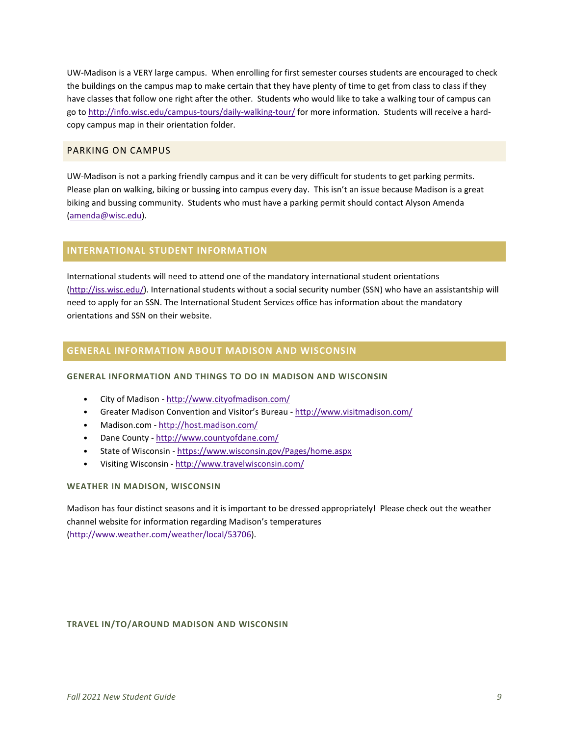UW-Madison is a VERY large campus. When enrolling for first semester courses students are encouraged to check the buildings on the campus map to make certain that they have plenty of time to get from class to class if they have classes that follow one right after the other. Students who would like to take a walking tour of campus can go to http://info.wisc.edu/campus-tours/daily-walking-tour/ for more information. Students will receive a hard-copy campus map in their orientation folder.

### PARKING ON CAMPUS

UW-Madison is not a parking friendly campus and it can be very difficult for students to get parking permits. Please plan on walking, biking or bussing into campus every day. This isn't an issue because Madison is a great biking and bussing community. Students who must have a parking permit should contact Alyson Amenda (amenda@wisc.edu).

## INTERNATIONAL STUDENT INFORMATION

International students will need to attend one of the mandatory international student orientations (http://iss.wisc.edu/). International students without a social security number (SSN) who have an assistantship will need to apply for an SSN. The International Student Services office has information about the mandatory orientations and SSN on their website.

## GENERAL INFORMATION ABOUT MADISON AND WISCONSIN

### GENERAL INFORMATION AND THINGS TO DO IN MADISON AND WISCONSIN

- City of Madison - http://www.cityofmadison.com/
- Greater Madison Convention and Visitor's Bureau - http://www.visitmadison.com/
- Madison.com - http://host.madison.com/
- Dane County - http://www.countyofdane.com/
- State of Wisconsin - https://www.wisconsin.gov/Pages/home.aspx
- Visiting Wisconsin - http://www.travelwisconsin.com/

### WEATHER IN MADISON, WISCONSIN

Madison has four distinct seasons and it is important to be dressed appropriately! Please check out the weather channel website for information regarding Madison's temperatures (http://www.weather.com/weather/local/53706).

### TRAVEL IN/TO/AROUND MADISON AND WISCONSIN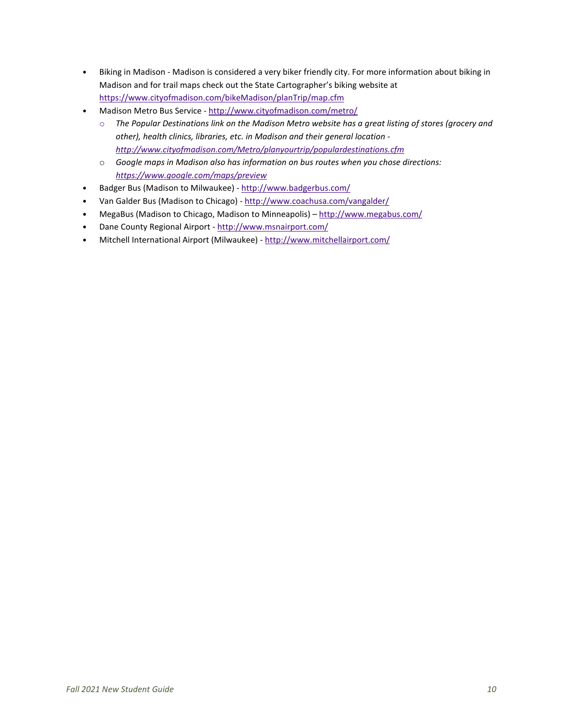- Biking in Madison - Madison is considered a very biker friendly city. For more information about biking in Madison and for trail maps check out the State Cartographer's biking website at https://www.cityofmadison.com/bikeMadison/planTrip/map.cfm
- Madison Metro Bus Service - http://www.cityofmadison.com/metro/
    - *The Popular Destinations link on the Madison Metro website has a great listing of stores (grocery and other), health clinics, libraries, etc. in Madison and their general location - http://www.cityofmadison.com/Metro/planyourtrip/populardestinations.cfm*
    - *Google maps in Madison also has information on bus routes when you chose directions: https://www.google.com/maps/preview*
- Badger Bus (Madison to Milwaukee) - http://www.badgerbus.com/
- Van Galder Bus (Madison to Chicago) - http://www.coachusa.com/vangalder/
- MegaBus (Madison to Chicago, Madison to Minneapolis) – http://www.megabus.com/
- Dane County Regional Airport - http://www.msnairport.com/
- Mitchell International Airport (Milwaukee) - http://www.mitchellairport.com/